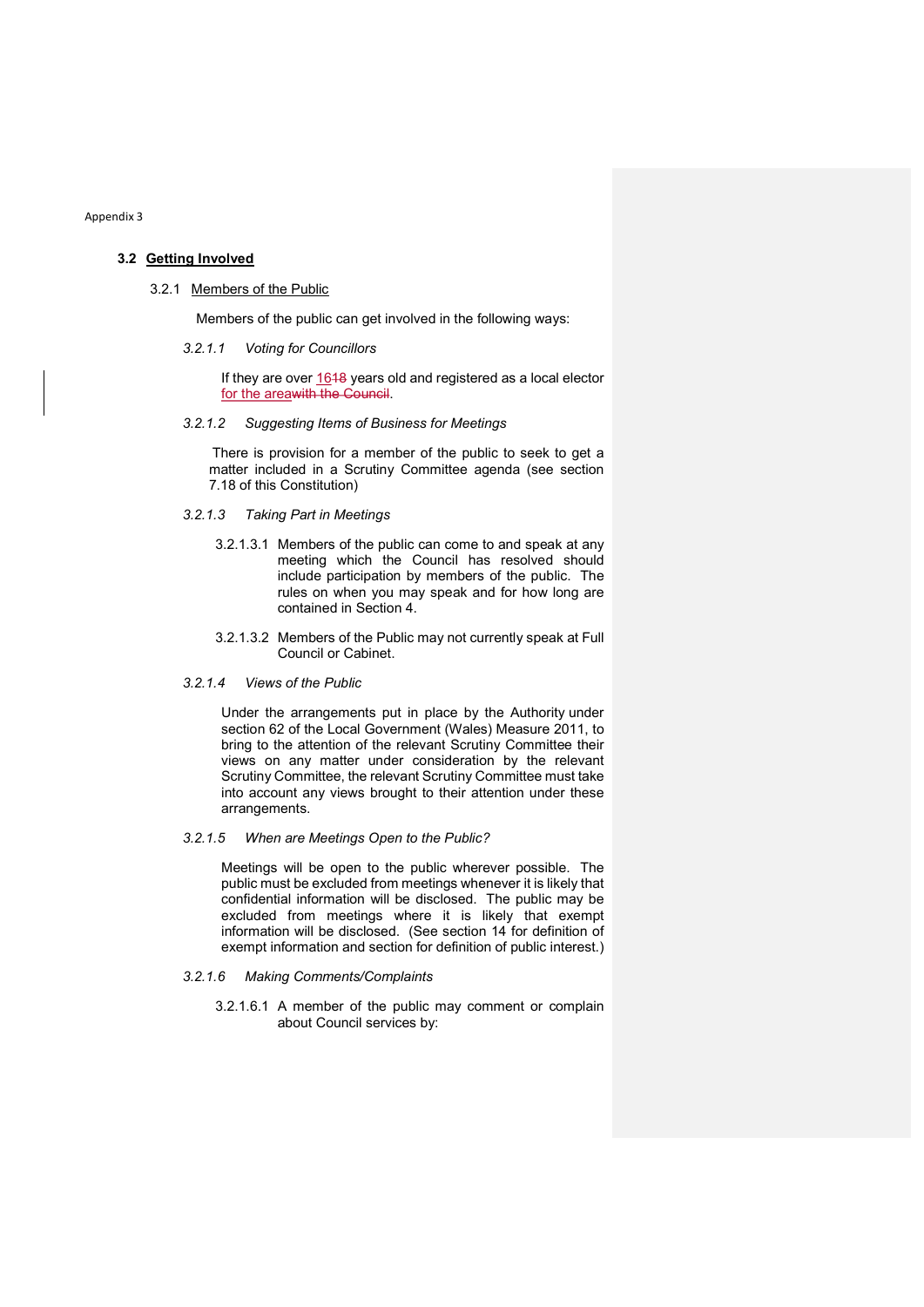Appendix 3

## 3.2 Getting Involved

### 3.2.1 Members of the Public

Members of the public can get involved in the following ways:

*3.2.1.1 Voting for Councillors*

If they are over 1618 years old and registered as a local elector for the areawith the Council.

*3.2.1.2 Suggesting Items of Business for Meetings*

There is provision for a member of the public to seek to get a matter included in a Scrutiny Committee agenda (see section 7.18 of this Constitution)

*3.2.1.3 Taking Part in Meetings*

3.2.1.3.1 Members of the public can come to and speak at any meeting which the Council has resolved should include participation by members of the public. The rules on when you may speak and for how long are contained in Section 4.

3.2.1.3.2 Members of the Public may not currently speak at Full Council or Cabinet.

*3.2.1.4 Views of the Public*

Under the arrangements put in place by the Authority under section 62 of the Local Government (Wales) Measure 2011, to bring to the attention of the relevant Scrutiny Committee their views on any matter under consideration by the relevant Scrutiny Committee, the relevant Scrutiny Committee must take into account any views brought to their attention under these arrangements.

*3.2.1.5 When are Meetings Open to the Public?*

Meetings will be open to the public wherever possible. The public must be excluded from meetings whenever it is likely that confidential information will be disclosed. The public may be excluded from meetings where it is likely that exempt information will be disclosed. (See section 14 for definition of exempt information and section for definition of public interest.)

*3.2.1.6 Making Comments/Complaints*

3.2.1.6.1 A member of the public may comment or complain about Council services by: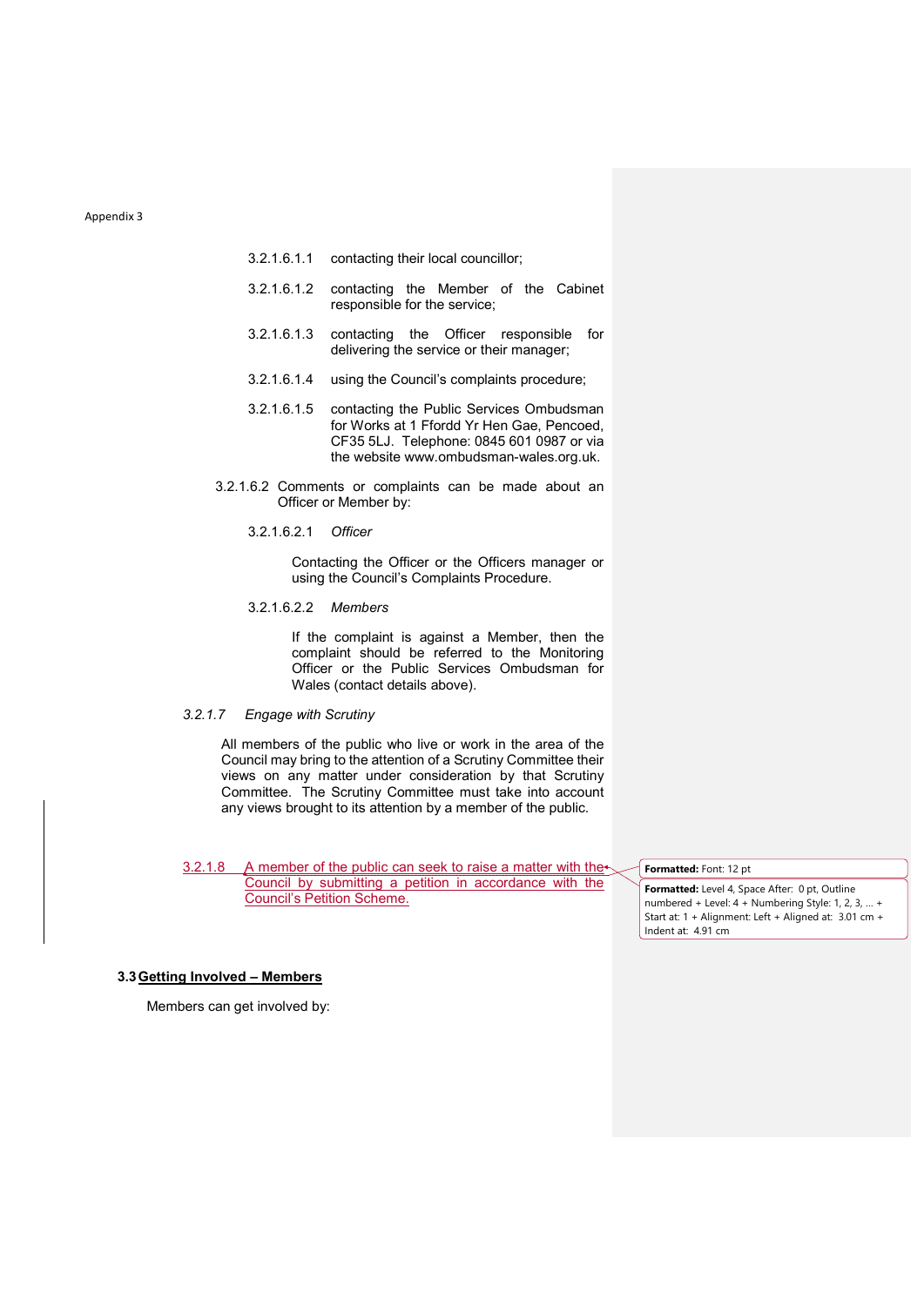3.2.1.6.1.1 contacting their local councillor;

3.2.1.6.1.2 contacting the Member of the Cabinet responsible for the service;

3.2.1.6.1.3 contacting the Officer responsible for delivering the service or their manager;

3.2.1.6.1.4 using the Council's complaints procedure;

3.2.1.6.1.5 contacting the Public Services Ombudsman for Works at 1 Ffordd Yr Hen Gae, Pencoed, CF35 5LJ. Telephone: 0845 601 0987 or via the website www.ombudsman-wales.org.uk.

3.2.1.6.2 Comments or complaints can be made about an Officer or Member by:

3.2.1.6.2.1 *Officer*

Contacting the Officer or the Officers manager or using the Council's Complaints Procedure.

3.2.1.6.2.2 *Members*

If the complaint is against a Member, then the complaint should be referred to the Monitoring Officer or the Public Services Ombudsman for Wales (contact details above).

*3.2.1.7 Engage with Scrutiny*

All members of the public who live or work in the area of the Council may bring to the attention of a Scrutiny Committee their views on any matter under consideration by that Scrutiny Committee. The Scrutiny Committee must take into account any views brought to its attention by a member of the public.

3.2.1.8 A member of the public can seek to raise a matter with the Council by submitting a petition in accordance with the Council's Petition Scheme.

**Formatted:** Font: 12 pt

**Formatted:** Level 4, Space After: 0 pt, Outline numbered + Level: 4 + Numbering Style: 1, 2, 3, … + Start at: 1 + Alignment: Left + Aligned at: 3.01 cm + Indent at: 4.91 cm

### 3.3 Getting Involved – Members

Members can get involved by: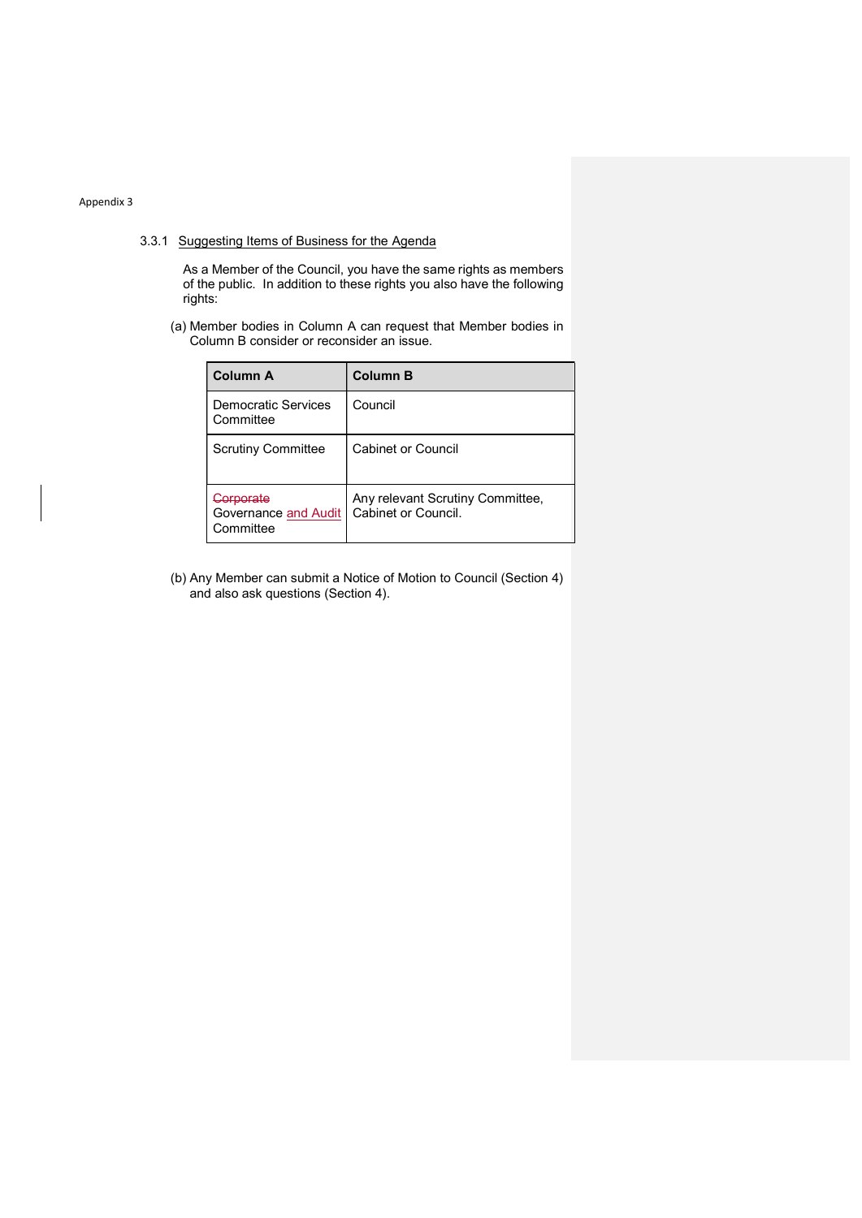Appendix 3

3.3.1 Suggesting Items of Business for the Agenda

As a Member of the Council, you have the same rights as members of the public. In addition to these rights you also have the following rights:

(a) Member bodies in Column A can request that Member bodies in Column B consider or reconsider an issue.

| Column A | Column B |
|---|---|
| Democratic Services Committee | Council |
| Scrutiny Committee | Cabinet or Council |
| ~~Corporate~~ Governance and Audit Committee | Any relevant Scrutiny Committee, Cabinet or Council. |

(b) Any Member can submit a Notice of Motion to Council (Section 4) and also ask questions (Section 4).